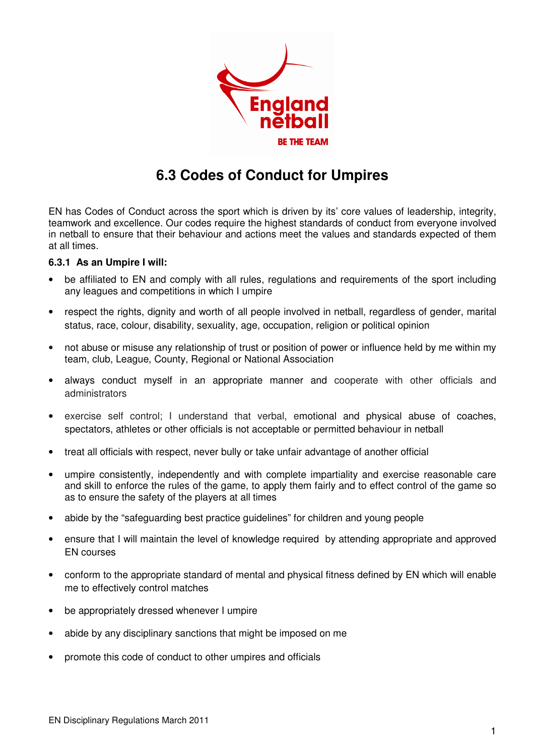# 6.3 Codes of Conduct for Umpires

EN has Codes of Conduct across the sport which is driven by its' core values of leadership, integrity, teamwork and excellence. Our codes require the highest standards of conduct from everyone involved in netball to ensure that their behaviour and actions meet the values and standards expected of them at all times.

**6.3.1 As an Umpire I will:**

- be affiliated to EN and comply with all rules, regulations and requirements of the sport including any leagues and competitions in which I umpire
- respect the rights, dignity and worth of all people involved in netball, regardless of gender, marital status, race, colour, disability, sexuality, age, occupation, religion or political opinion
- not abuse or misuse any relationship of trust or position of power or influence held by me within my team, club, League, County, Regional or National Association
- always conduct myself in an appropriate manner and cooperate with other officials and administrators
- exercise self control; I understand that verbal, emotional and physical abuse of coaches, spectators, athletes or other officials is not acceptable or permitted behaviour in netball
- treat all officials with respect, never bully or take unfair advantage of another official
- umpire consistently, independently and with complete impartiality and exercise reasonable care and skill to enforce the rules of the game, to apply them fairly and to effect control of the game so as to ensure the safety of the players at all times
- abide by the "safeguarding best practice guidelines" for children and young people
- ensure that I will maintain the level of knowledge required by attending appropriate and approved EN courses
- conform to the appropriate standard of mental and physical fitness defined by EN which will enable me to effectively control matches
- be appropriately dressed whenever I umpire
- abide by any disciplinary sanctions that might be imposed on me
- promote this code of conduct to other umpires and officials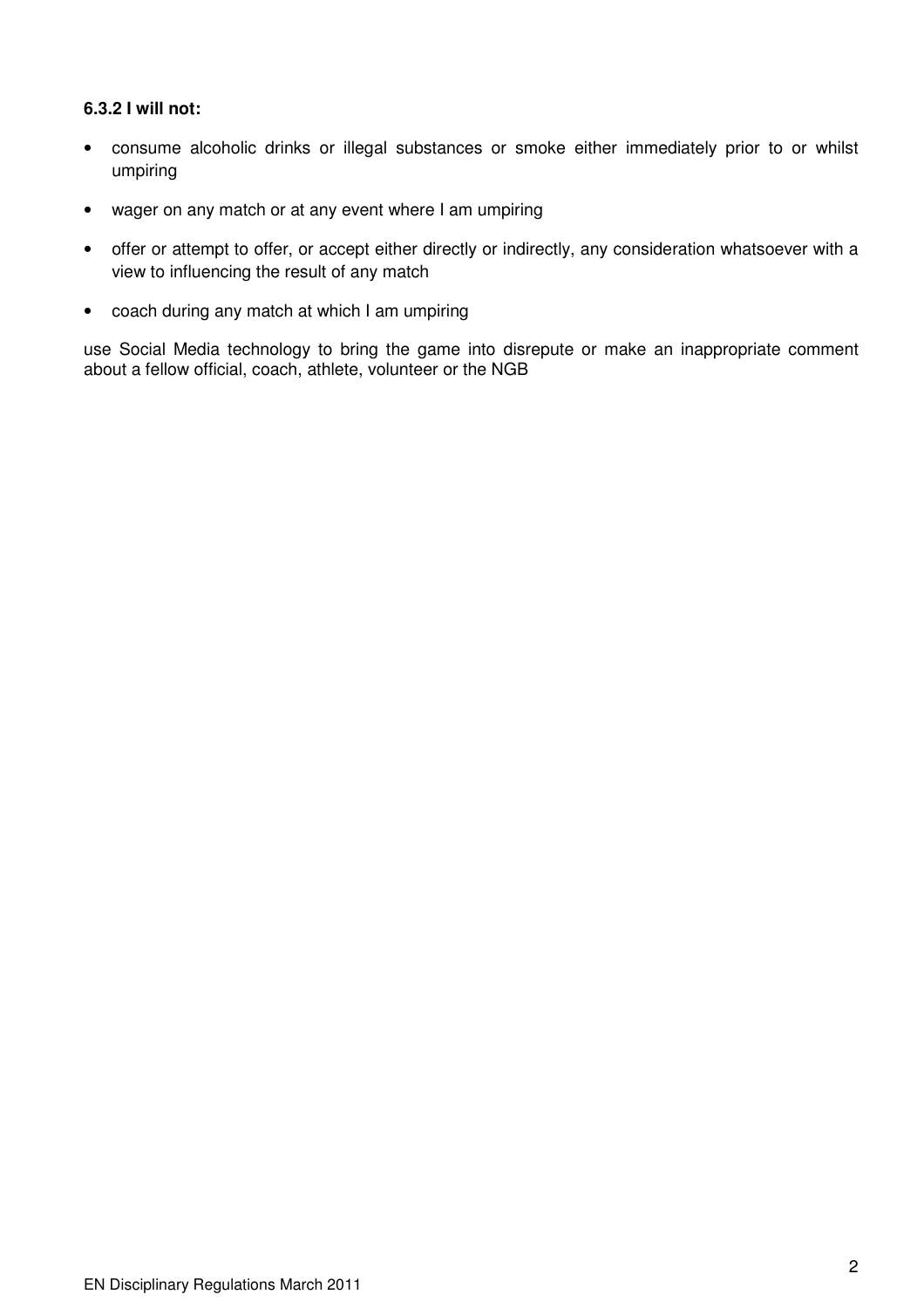**6.3.2 I will not:**

- consume alcoholic drinks or illegal substances or smoke either immediately prior to or whilst umpiring
- wager on any match or at any event where I am umpiring
- offer or attempt to offer, or accept either directly or indirectly, any consideration whatsoever with a view to influencing the result of any match
- coach during any match at which I am umpiring

use Social Media technology to bring the game into disrepute or make an inappropriate comment about a fellow official, coach, athlete, volunteer or the NGB